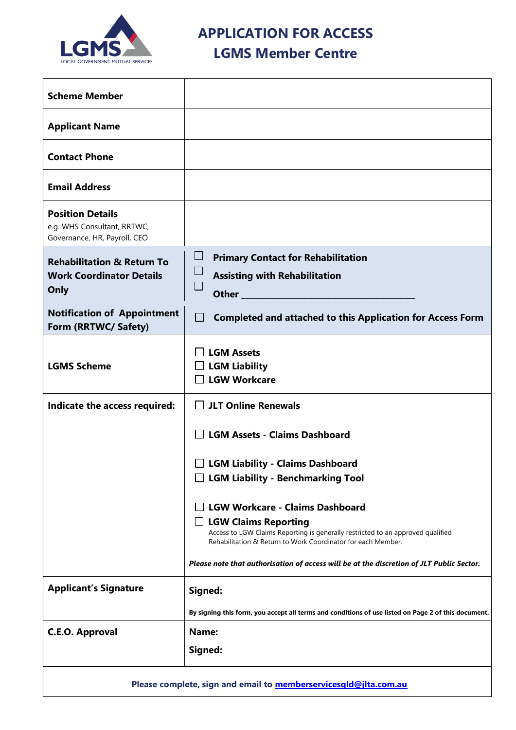# APPLICATION FOR ACCESS
## LGMS Member Centre

| | |
|---|---|
| **Scheme Member** | |
| **Applicant Name** | |
| **Contact Phone** | |
| **Email Address** | |
| **Position Details** e.g. WHS Consultant, RRTWC, Governance, HR, Payroll, CEO | |
| **Rehabilitation & Return To Work Coordinator Details Only** | ☐ **Primary Contact for Rehabilitation** ☐ **Assisting with Rehabilitation** ☐ **Other** ____________________________ |
| **Notification of Appointment Form (RRTWC/ Safety)** | ☐ **Completed and attached to this Application for Access Form** |
| **LGMS Scheme** | ☐ **LGM Assets** ☐ **LGM Liability** ☐ **LGW Workcare** |
| **Indicate the access required:** | ☐ **JLT Online Renewals** ☐ **LGM Assets - Claims Dashboard** ☐ **LGM Liability - Claims Dashboard** ☐ **LGM Liability - Benchmarking Tool** ☐ **LGW Workcare - Claims Dashboard** ☐ **LGW Claims Reporting** Access to LGW Claims Reporting is generally restricted to an approved qualified Rehabilitation & Return to Work Coordinator for each Member. ***Please note that authorisation of access will be at the discretion of JLT Public Sector.*** |
| **Applicant's Signature** | **Signed:** **By signing this form, you accept all terms and conditions of use listed on Page 2 of this document.** |
| **C.E.O. Approval** | **Name:** **Signed:** |

**Please complete, sign and email to memberservicesqld@jlta.com.au**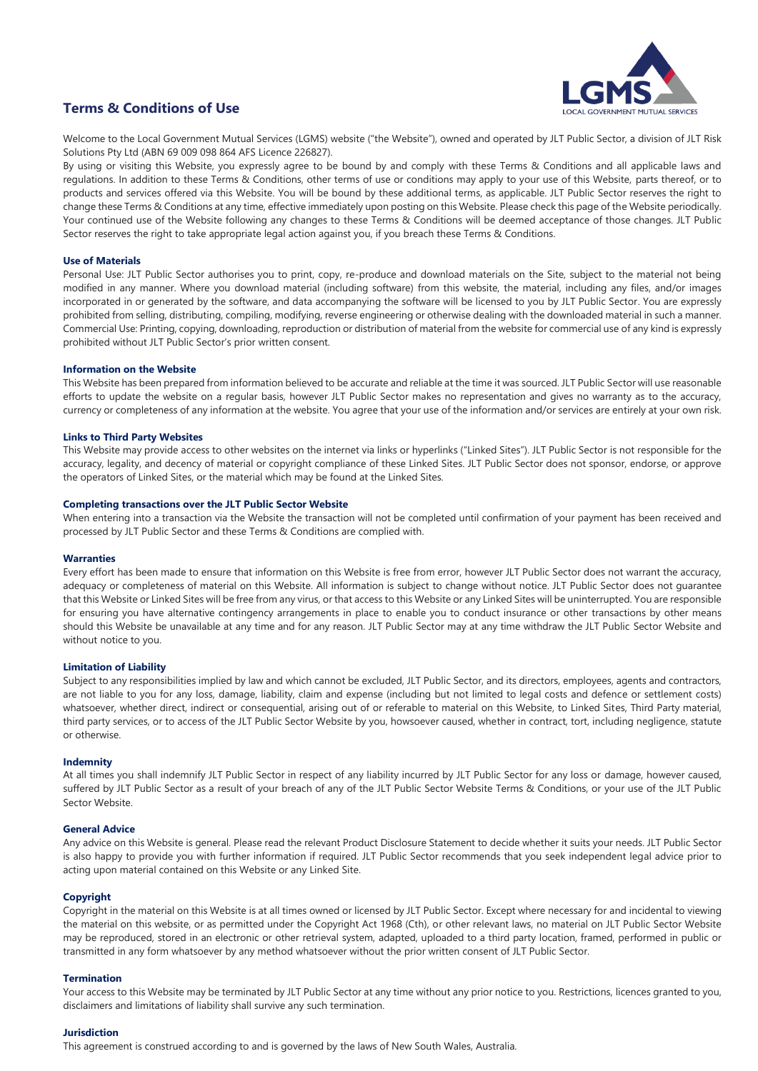# Terms & Conditions of Use

Welcome to the Local Government Mutual Services (LGMS) website ("the Website"), owned and operated by JLT Public Sector, a division of JLT Risk Solutions Pty Ltd (ABN 69 009 098 864 AFS Licence 226827).

By using or visiting this Website, you expressly agree to be bound by and comply with these Terms & Conditions and all applicable laws and regulations. In addition to these Terms & Conditions, other terms of use or conditions may apply to your use of this Website, parts thereof, or to products and services offered via this Website. You will be bound by these additional terms, as applicable. JLT Public Sector reserves the right to change these Terms & Conditions at any time, effective immediately upon posting on this Website. Please check this page of the Website periodically. Your continued use of the Website following any changes to these Terms & Conditions will be deemed acceptance of those changes. JLT Public Sector reserves the right to take appropriate legal action against you, if you breach these Terms & Conditions.

### Use of Materials

Personal Use: JLT Public Sector authorises you to print, copy, re-produce and download materials on the Site, subject to the material not being modified in any manner. Where you download material (including software) from this website, the material, including any files, and/or images incorporated in or generated by the software, and data accompanying the software will be licensed to you by JLT Public Sector. You are expressly prohibited from selling, distributing, compiling, modifying, reverse engineering or otherwise dealing with the downloaded material in such a manner. Commercial Use: Printing, copying, downloading, reproduction or distribution of material from the website for commercial use of any kind is expressly prohibited without JLT Public Sector's prior written consent.

### Information on the Website

This Website has been prepared from information believed to be accurate and reliable at the time it was sourced. JLT Public Sector will use reasonable efforts to update the website on a regular basis, however JLT Public Sector makes no representation and gives no warranty as to the accuracy, currency or completeness of any information at the website. You agree that your use of the information and/or services are entirely at your own risk.

### Links to Third Party Websites

This Website may provide access to other websites on the internet via links or hyperlinks ("Linked Sites"). JLT Public Sector is not responsible for the accuracy, legality, and decency of material or copyright compliance of these Linked Sites. JLT Public Sector does not sponsor, endorse, or approve the operators of Linked Sites, or the material which may be found at the Linked Sites.

### Completing transactions over the JLT Public Sector Website

When entering into a transaction via the Website the transaction will not be completed until confirmation of your payment has been received and processed by JLT Public Sector and these Terms & Conditions are complied with.

### Warranties

Every effort has been made to ensure that information on this Website is free from error, however JLT Public Sector does not warrant the accuracy, adequacy or completeness of material on this Website. All information is subject to change without notice. JLT Public Sector does not guarantee that this Website or Linked Sites will be free from any virus, or that access to this Website or any Linked Sites will be uninterrupted. You are responsible for ensuring you have alternative contingency arrangements in place to enable you to conduct insurance or other transactions by other means should this Website be unavailable at any time and for any reason. JLT Public Sector may at any time withdraw the JLT Public Sector Website and without notice to you.

### Limitation of Liability

Subject to any responsibilities implied by law and which cannot be excluded, JLT Public Sector, and its directors, employees, agents and contractors, are not liable to you for any loss, damage, liability, claim and expense (including but not limited to legal costs and defence or settlement costs) whatsoever, whether direct, indirect or consequential, arising out of or referable to material on this Website, to Linked Sites, Third Party material, third party services, or to access of the JLT Public Sector Website by you, howsoever caused, whether in contract, tort, including negligence, statute or otherwise.

### Indemnity

At all times you shall indemnify JLT Public Sector in respect of any liability incurred by JLT Public Sector for any loss or damage, however caused, suffered by JLT Public Sector as a result of your breach of any of the JLT Public Sector Website Terms & Conditions, or your use of the JLT Public Sector Website.

### General Advice

Any advice on this Website is general. Please read the relevant Product Disclosure Statement to decide whether it suits your needs. JLT Public Sector is also happy to provide you with further information if required. JLT Public Sector recommends that you seek independent legal advice prior to acting upon material contained on this Website or any Linked Site.

### Copyright

Copyright in the material on this Website is at all times owned or licensed by JLT Public Sector. Except where necessary for and incidental to viewing the material on this website, or as permitted under the Copyright Act 1968 (Cth), or other relevant laws, no material on JLT Public Sector Website may be reproduced, stored in an electronic or other retrieval system, adapted, uploaded to a third party location, framed, performed in public or transmitted in any form whatsoever by any method whatsoever without the prior written consent of JLT Public Sector.

### Termination

Your access to this Website may be terminated by JLT Public Sector at any time without any prior notice to you. Restrictions, licences granted to you, disclaimers and limitations of liability shall survive any such termination.

### Jurisdiction

This agreement is construed according to and is governed by the laws of New South Wales, Australia.